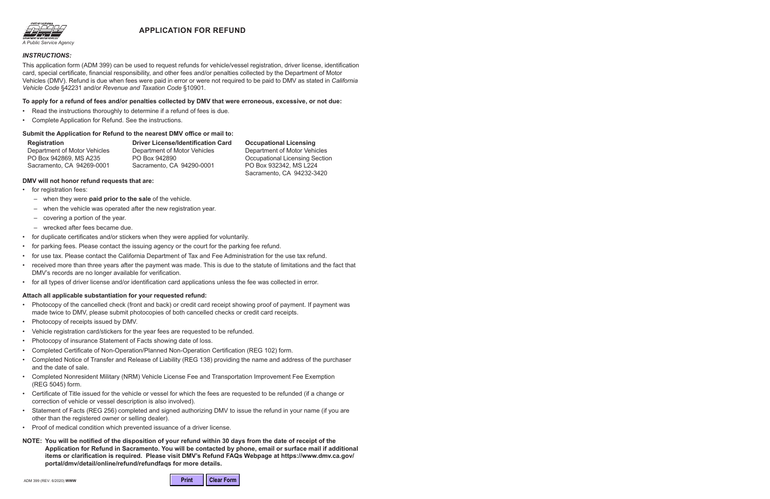STATE OF CALIFORNIA
DEPARTMENT OF MOTOR VEHICLES
*A Public Service Agency*

# APPLICATION FOR REFUND

***INSTRUCTIONS:***

This application form (ADM 399) can be used to request refunds for vehicle/vessel registration, driver license, identification card, special certificate, financial responsibility, and other fees and/or penalties collected by the Department of Motor Vehicles (DMV). Refund is due when fees were paid in error or were not required to be paid to DMV as stated in *California Vehicle Code* §42231 and/or *Revenue and Taxation Code* §10901.

**To apply for a refund of fees and/or penalties collected by DMV that were erroneous, excessive, or not due:**

- Read the instructions thoroughly to determine if a refund of fees is due.
- Complete Application for Refund. See the instructions.

**Submit the Application for Refund to the nearest DMV office or mail to:**

| **Registration** | **Driver License/Identification Card** | **Occupational Licensing** |
|---|---|---|
| Department of Motor Vehicles | Department of Motor Vehicles | Department of Motor Vehicles |
| PO Box 942869, MS A235 | PO Box 942890 | Occupational Licensing Section |
| Sacramento, CA 94269-0001 | Sacramento, CA 94290-0001 | PO Box 932342, MS L224 |
| | | Sacramento, CA 94232-3420 |

**DMV will not honor refund requests that are:**

- for registration fees:
  - when they were **paid prior to the sale** of the vehicle.
  - when the vehicle was operated after the new registration year.
  - covering a portion of the year.
  - wrecked after fees became due.
- for duplicate certificates and/or stickers when they were applied for voluntarily.
- for parking fees. Please contact the issuing agency or the court for the parking fee refund.
- for use tax. Please contact the California Department of Tax and Fee Administration for the use tax refund.
- received more than three years after the payment was made. This is due to the statute of limitations and the fact that DMV's records are no longer available for verification.
- for all types of driver license and/or identification card applications unless the fee was collected in error.

**Attach all applicable substantiation for your requested refund:**

- Photocopy of the cancelled check (front and back) or credit card receipt showing proof of payment. If payment was made twice to DMV, please submit photocopies of both cancelled checks or credit card receipts.
- Photocopy of receipts issued by DMV.
- Vehicle registration card/stickers for the year fees are requested to be refunded.
- Photocopy of insurance Statement of Facts showing date of loss.
- Completed Certificate of Non-Operation/Planned Non-Operation Certification (REG 102) form.
- Completed Notice of Transfer and Release of Liability (REG 138) providing the name and address of the purchaser and the date of sale.
- Completed Nonresident Military (NRM) Vehicle License Fee and Transportation Improvement Fee Exemption (REG 5045) form.
- Certificate of Title issued for the vehicle or vessel for which the fees are requested to be refunded (if a change or correction of vehicle or vessel description is also involved).
- Statement of Facts (REG 256) completed and signed authorizing DMV to issue the refund in your name (if you are other than the registered owner or selling dealer).
- Proof of medical condition which prevented issuance of a driver license.

**NOTE: You will be notified of the disposition of your refund within 30 days from the date of receipt of the Application for Refund in Sacramento. You will be contacted by phone, email or surface mail if additional items or clarification is required. Please visit DMV's Refund FAQs Webpage at https://www.dmv.ca.gov/portal/dmv/detail/online/refund/refundfaqs for more details.**

ADM 399 (REV. 6/2020) **WWW**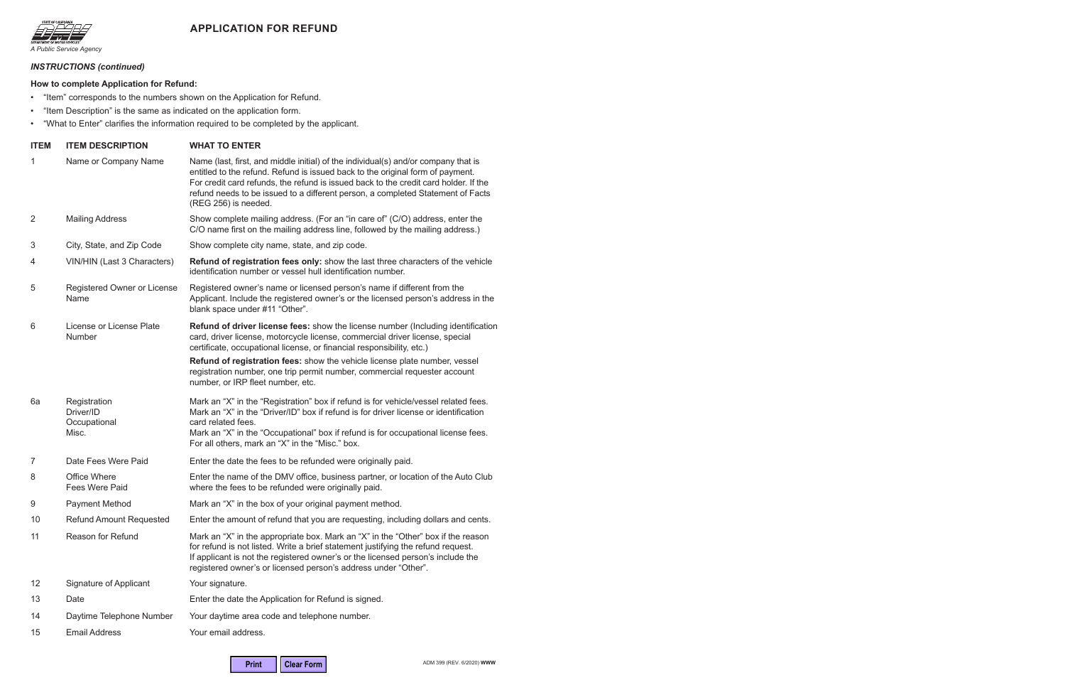# APPLICATION FOR REFUND

*INSTRUCTIONS (continued)*

**How to complete Application for Refund:**

- "Item" corresponds to the numbers shown on the Application for Refund.
- "Item Description" is the same as indicated on the application form.
- "What to Enter" clarifies the information required to be completed by the applicant.

| ITEM | ITEM DESCRIPTION | WHAT TO ENTER |
|---|---|---|
| 1 | Name or Company Name | Name (last, first, and middle initial) of the individual(s) and/or company that is entitled to the refund. Refund is issued back to the original form of payment. For credit card refunds, the refund is issued back to the credit card holder. If the refund needs to be issued to a different person, a completed Statement of Facts (REG 256) is needed. |
| 2 | Mailing Address | Show complete mailing address. (For an "in care of" (C/O) address, enter the C/O name first on the mailing address line, followed by the mailing address.) |
| 3 | City, State, and Zip Code | Show complete city name, state, and zip code. |
| 4 | VIN/HIN (Last 3 Characters) | **Refund of registration fees only:** show the last three characters of the vehicle identification number or vessel hull identification number. |
| 5 | Registered Owner or License Name | Registered owner's name or licensed person's name if different from the Applicant. Include the registered owner's or the licensed person's address in the blank space under #11 "Other". |
| 6 | License or License Plate Number | **Refund of driver license fees:** show the license number (Including identification card, driver license, motorcycle license, commercial driver license, special certificate, occupational license, or financial responsibility, etc.)<br><br>**Refund of registration fees:** show the vehicle license plate number, vessel registration number, one trip permit number, commercial requester account number, or IRP fleet number, etc. |
| 6a | Registration<br>Driver/ID<br>Occupational<br>Misc. | Mark an "X" in the "Registration" box if refund is for vehicle/vessel related fees.<br>Mark an "X" in the "Driver/ID" box if refund is for driver license or identification card related fees.<br>Mark an "X" in the "Occupational" box if refund is for occupational license fees.<br>For all others, mark an "X" in the "Misc." box. |
| 7 | Date Fees Were Paid | Enter the date the fees to be refunded were originally paid. |
| 8 | Office Where Fees Were Paid | Enter the name of the DMV office, business partner, or location of the Auto Club where the fees to be refunded were originally paid. |
| 9 | Payment Method | Mark an "X" in the box of your original payment method. |
| 10 | Refund Amount Requested | Enter the amount of refund that you are requesting, including dollars and cents. |
| 11 | Reason for Refund | Mark an "X" in the appropriate box. Mark an "X" in the "Other" box if the reason for refund is not listed. Write a brief statement justifying the refund request. If applicant is not the registered owner's or the licensed person's include the registered owner's or licensed person's address under "Other". |
| 12 | Signature of Applicant | Your signature. |
| 13 | Date | Enter the date the Application for Refund is signed. |
| 14 | Daytime Telephone Number | Your daytime area code and telephone number. |
| 15 | Email Address | Your email address. |

ADM 399 (REV. 6/2020) **WWW**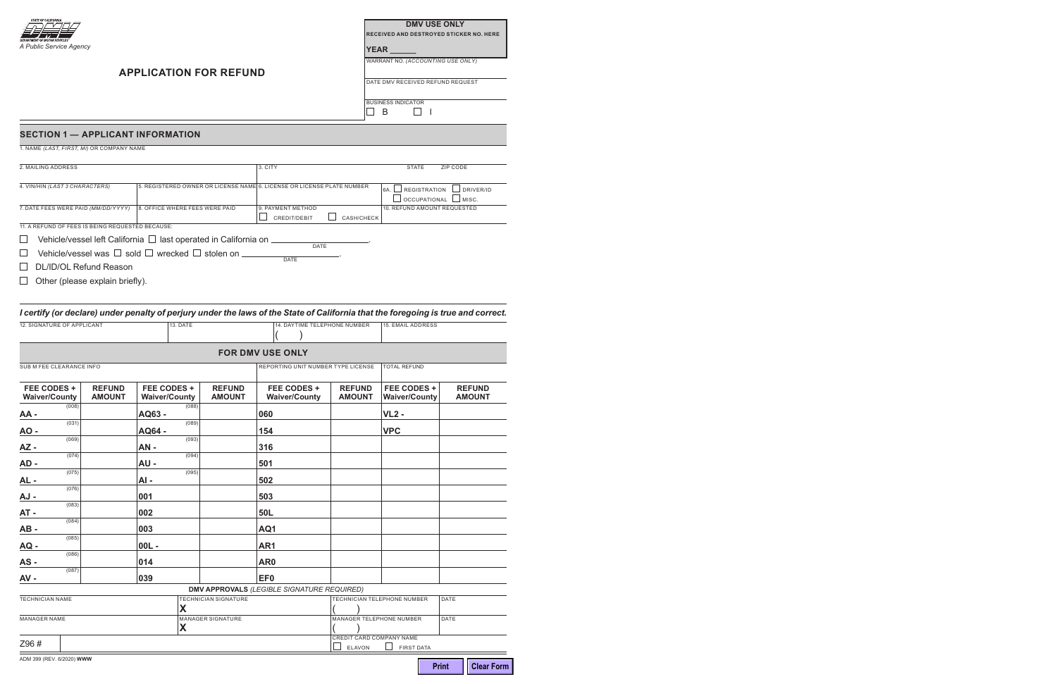STATE OF CALIFORNIA
DEPARTMENT OF MOTOR VEHICLES
*A Public Service Agency*

# APPLICATION FOR REFUND

| DMV USE ONLY |
|---|
| RECEIVED AND DESTROYED STICKER NO. HERE |
| YEAR ______ |
| WARRANT NO. *(ACCOUNTING USE ONLY)* |
| DATE DMV RECEIVED REFUND REQUEST |
| BUSINESS INDICATOR ☐ B ☐ I |

## SECTION 1 — APPLICANT INFORMATION

1. NAME *(LAST, FIRST, MI)* OR COMPANY NAME

| 2. MAILING ADDRESS | | 3. CITY | STATE | ZIP CODE |
|---|---|---|---|---|
| 4. VIN/HIN *(LAST 3 CHARACTERS)* | 5. REGISTERED OWNER OR LICENSE NAME | 6. LICENSE OR LICENSE PLATE NUMBER | 6A. ☐ REGISTRATION ☐ DRIVER/ID ☐ OCCUPATIONAL ☐ MISC. | |
| 7. DATE FEES WERE PAID *(MM/DD/YYYY)* | 8. OFFICE WHERE FEES WERE PAID | 9. PAYMENT METHOD ☐ CREDIT/DEBIT ☐ CASH/CHECK | 10. REFUND AMOUNT REQUESTED | |

11. A REFUND OF FEES IS BEING REQUESTED BECAUSE:

- ☐ Vehicle/vessel left California ☐ last operated in California on ____________ (DATE).
- ☐ Vehicle/vessel was ☐ sold ☐ wrecked ☐ stolen on ____________ (DATE).
- ☐ DL/ID/OL Refund Reason
- ☐ Other (please explain briefly).

***I certify (or declare) under penalty of perjury under the laws of the State of California that the foregoing is true and correct.***

| 12. SIGNATURE OF APPLICANT | 13. DATE | 14. DAYTIME TELEPHONE NUMBER ( ) | 15. EMAIL ADDRESS |
|---|---|---|---|

### FOR DMV USE ONLY

| SUB M FEE CLEARANCE INFO | REPORTING UNIT NUMBER TYPE LICENSE | TOTAL REFUND |
|---|---|---|

| FEE CODES + Waiver/County | REFUND AMOUNT | FEE CODES + Waiver/County | REFUND AMOUNT | FEE CODES + Waiver/County | REFUND AMOUNT | FEE CODES + Waiver/County | REFUND AMOUNT |
|---|---|---|---|---|---|---|---|
| AA - (008) | | AQ63 - (088) | | 060 | | VL2 - | |
| AO - (031) | | AQ64 - (089) | | 154 | | VPC | |
| AZ - (069) | | AN - (093) | | 316 | | | |
| AD - (074) | | AU - (094) | | 501 | | | |
| AL - (075) | | AI - (095) | | 502 | | | |
| AJ - (076) | | 001 | | 503 | | | |
| AT - (083) | | 002 | | 50L | | | |
| AB - (084) | | 003 | | AQ1 | | | |
| AQ - (085) | | 00L - | | AR1 | | | |
| AS - (086) | | 014 | | AR0 | | | |
| AV - (087) | | 039 | | EF0 | | | |

**DMV APPROVALS** *(LEGIBLE SIGNATURE REQUIRED)*

| TECHNICIAN NAME | TECHNICIAN SIGNATURE X | TECHNICIAN TELEPHONE NUMBER ( ) | DATE |
|---|---|---|---|
| MANAGER NAME | MANAGER SIGNATURE X | MANAGER TELEPHONE NUMBER ( ) | DATE |
| Z96 # | | CREDIT CARD COMPANY NAME ☐ ELAVON ☐ FIRST DATA | |

ADM 399 (REV. 6/2020) **WWW**

Print Clear Form